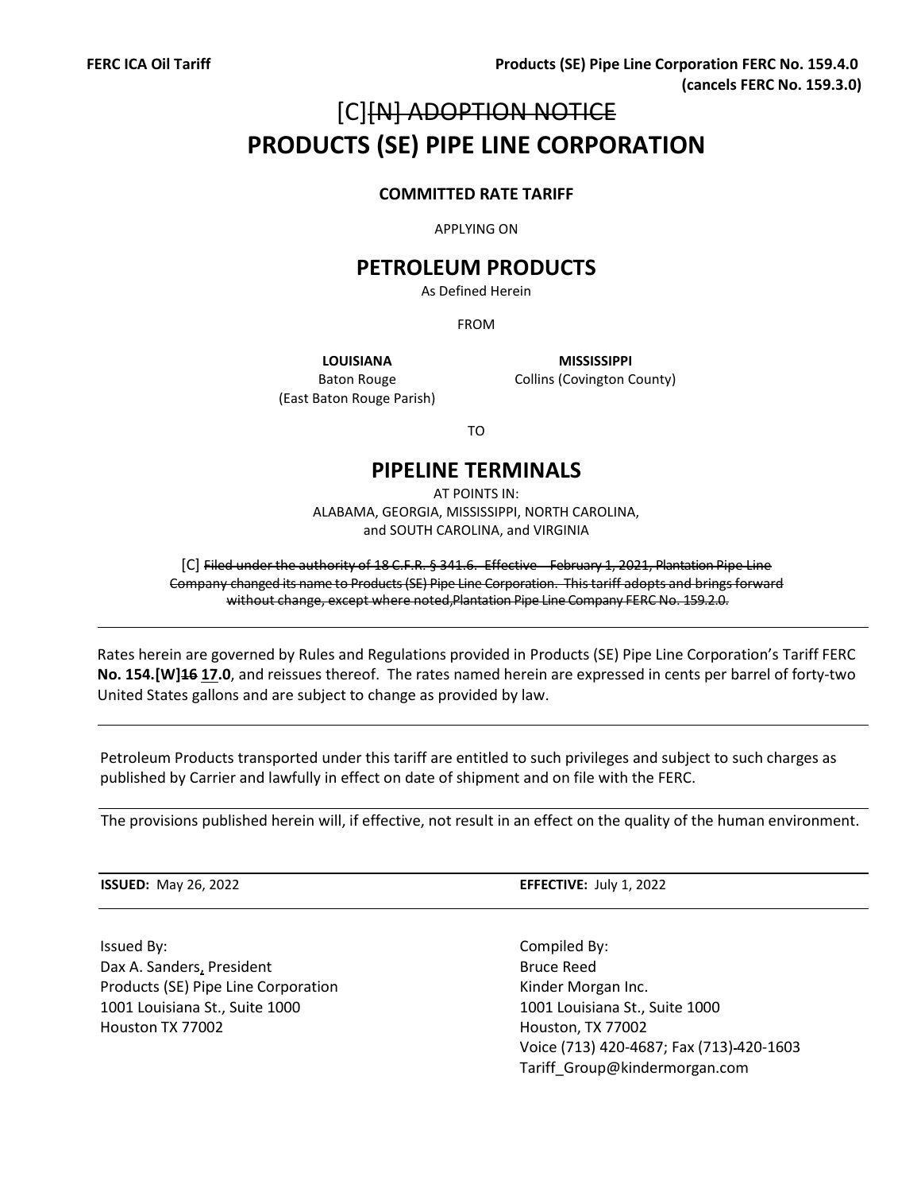FERC ICA Oil Tariff

**Products (SE) Pipe Line Corporation FERC No. 159.4.0**
**(cancels FERC No. 159.3.0)**

# [C]~~[N] ADOPTION NOTICE~~

# PRODUCTS (SE) PIPE LINE CORPORATION

**COMMITTED RATE TARIFF**

APPLYING ON

## PETROLEUM PRODUCTS

As Defined Herein

FROM

**LOUISIANA**
Baton Rouge
(East Baton Rouge Parish)

**MISSISSIPPI**
Collins (Covington County)

TO

## PIPELINE TERMINALS

AT POINTS IN:
ALABAMA, GEORGIA, MISSISSIPPI, NORTH CAROLINA,
and SOUTH CAROLINA, and VIRGINIA

[C] ~~Filed under the authority of 18 C.F.R. § 341.6. Effective February 1, 2021, Plantation Pipe Line Company changed its name to Products (SE) Pipe Line Corporation. This tariff adopts and brings forward without change, except where noted,Plantation Pipe Line Company FERC No. 159.2.0.~~

---

Rates herein are governed by Rules and Regulations provided in Products (SE) Pipe Line Corporation's Tariff FERC **No. 154.[W]~~16~~ 17.0**, and reissues thereof. The rates named herein are expressed in cents per barrel of forty-two United States gallons and are subject to change as provided by law.

---

Petroleum Products transported under this tariff are entitled to such privileges and subject to such charges as published by Carrier and lawfully in effect on date of shipment and on file with the FERC.

---

The provisions published herein will, if effective, not result in an effect on the quality of the human environment.

---

**ISSUED:** May 26, 2022

**EFFECTIVE:** July 1, 2022

---

Issued By:
Dax A. Sanders, President
Products (SE) Pipe Line Corporation
1001 Louisiana St., Suite 1000
Houston TX 77002

Compiled By:
Bruce Reed
Kinder Morgan Inc.
1001 Louisiana St., Suite 1000
Houston, TX 77002
Voice (713) 420-4687; Fax (713)-420-1603
Tariff_Group@kindermorgan.com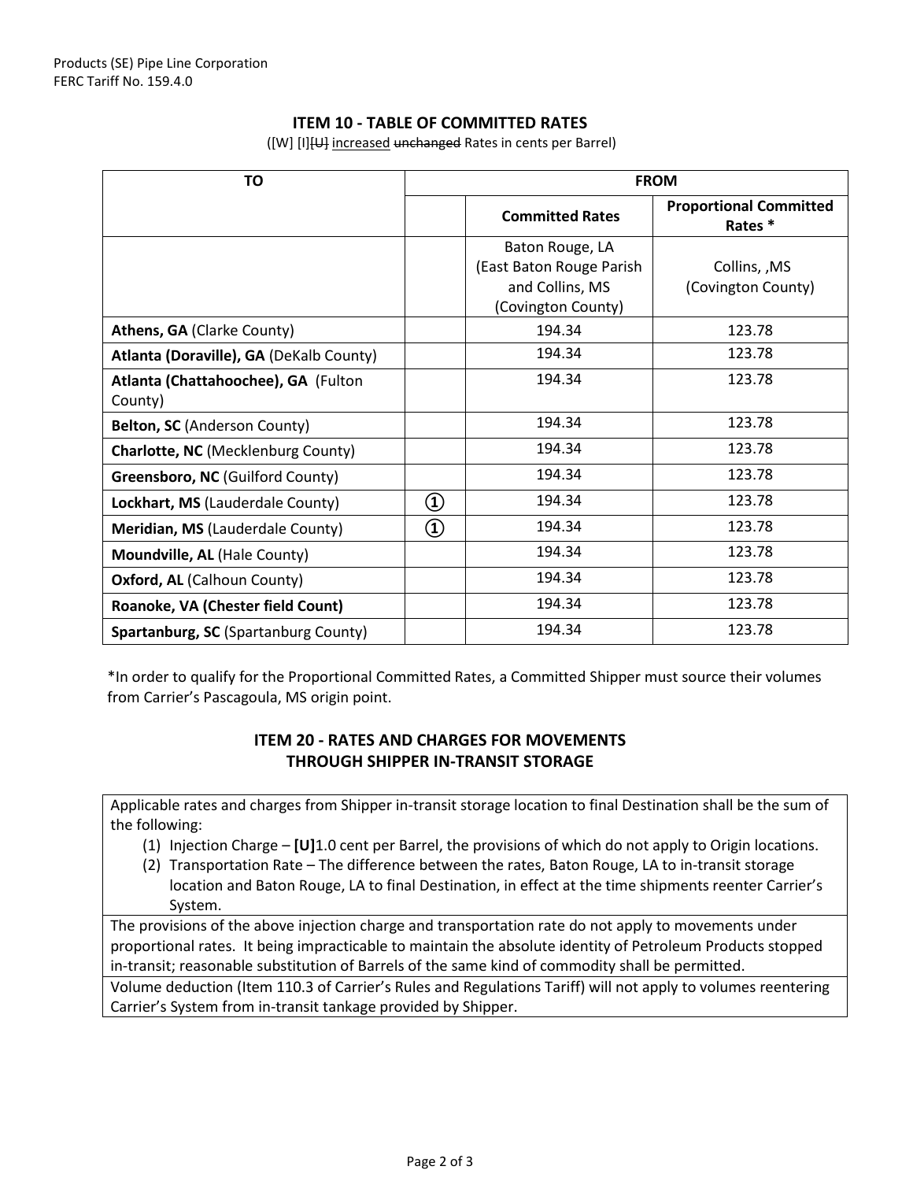Products (SE) Pipe Line Corporation
FERC Tariff No. 159.4.0

## ITEM 10 - TABLE OF COMMITTED RATES

([W] [I]~~[U]~~ increased ~~unchanged~~ Rates in cents per Barrel)

| TO | FROM | | |
|---|---|---|---|
| | | **Committed Rates** | **Proportional Committed Rates *** |
| | | Baton Rouge, LA (East Baton Rouge Parish and Collins, MS (Covington County) | Collins, ,MS (Covington County) |
| **Athens, GA** (Clarke County) | | 194.34 | 123.78 |
| **Atlanta (Doraville), GA** (DeKalb County) | | 194.34 | 123.78 |
| **Atlanta (Chattahoochee), GA** (Fulton County) | | 194.34 | 123.78 |
| **Belton, SC** (Anderson County) | | 194.34 | 123.78 |
| **Charlotte, NC** (Mecklenburg County) | | 194.34 | 123.78 |
| **Greensboro, NC** (Guilford County) | | 194.34 | 123.78 |
| **Lockhart, MS** (Lauderdale County) | ① | 194.34 | 123.78 |
| **Meridian, MS** (Lauderdale County) | ① | 194.34 | 123.78 |
| **Moundville, AL** (Hale County) | | 194.34 | 123.78 |
| **Oxford, AL** (Calhoun County) | | 194.34 | 123.78 |
| **Roanoke, VA (Chester field Count)** | | 194.34 | 123.78 |
| **Spartanburg, SC** (Spartanburg County) | | 194.34 | 123.78 |

*In order to qualify for the Proportional Committed Rates, a Committed Shipper must source their volumes from Carrier's Pascagoula, MS origin point.

## ITEM 20 - RATES AND CHARGES FOR MOVEMENTS THROUGH SHIPPER IN-TRANSIT STORAGE

Applicable rates and charges from Shipper in-transit storage location to final Destination shall be the sum of the following:

1. Injection Charge – **[U]**1.0 cent per Barrel, the provisions of which do not apply to Origin locations.
2. Transportation Rate – The difference between the rates, Baton Rouge, LA to in-transit storage location and Baton Rouge, LA to final Destination, in effect at the time shipments reenter Carrier's System.

The provisions of the above injection charge and transportation rate do not apply to movements under proportional rates. It being impracticable to maintain the absolute identity of Petroleum Products stopped in-transit; reasonable substitution of Barrels of the same kind of commodity shall be permitted.

Volume deduction (Item 110.3 of Carrier's Rules and Regulations Tariff) will not apply to volumes reentering Carrier's System from in-transit tankage provided by Shipper.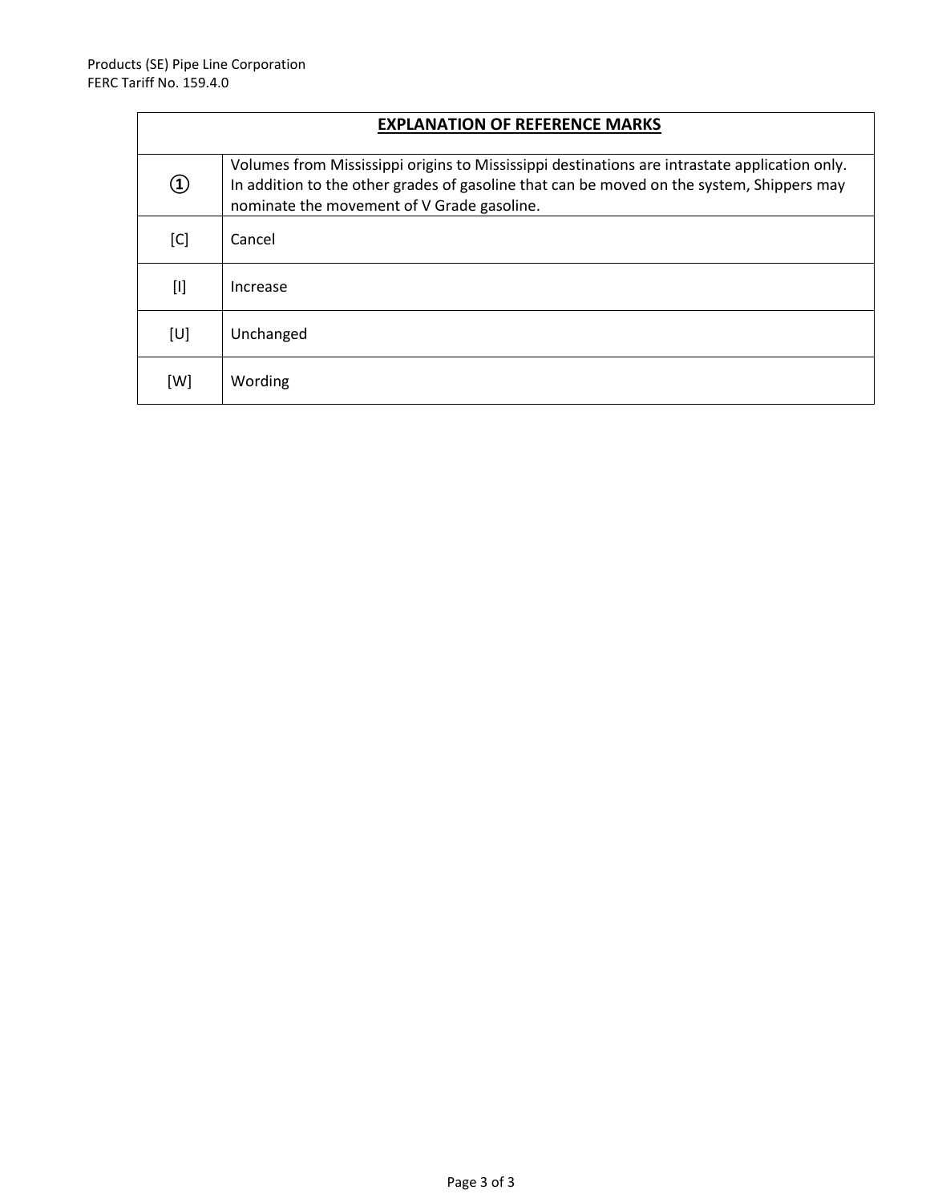| EXPLANATION OF REFERENCE MARKS | |
|---|---|
| ① | Volumes from Mississippi origins to Mississippi destinations are intrastate application only. In addition to the other grades of gasoline that can be moved on the system, Shippers may nominate the movement of V Grade gasoline. |
| [C] | Cancel |
| [I] | Increase |
| [U] | Unchanged |
| [W] | Wording |